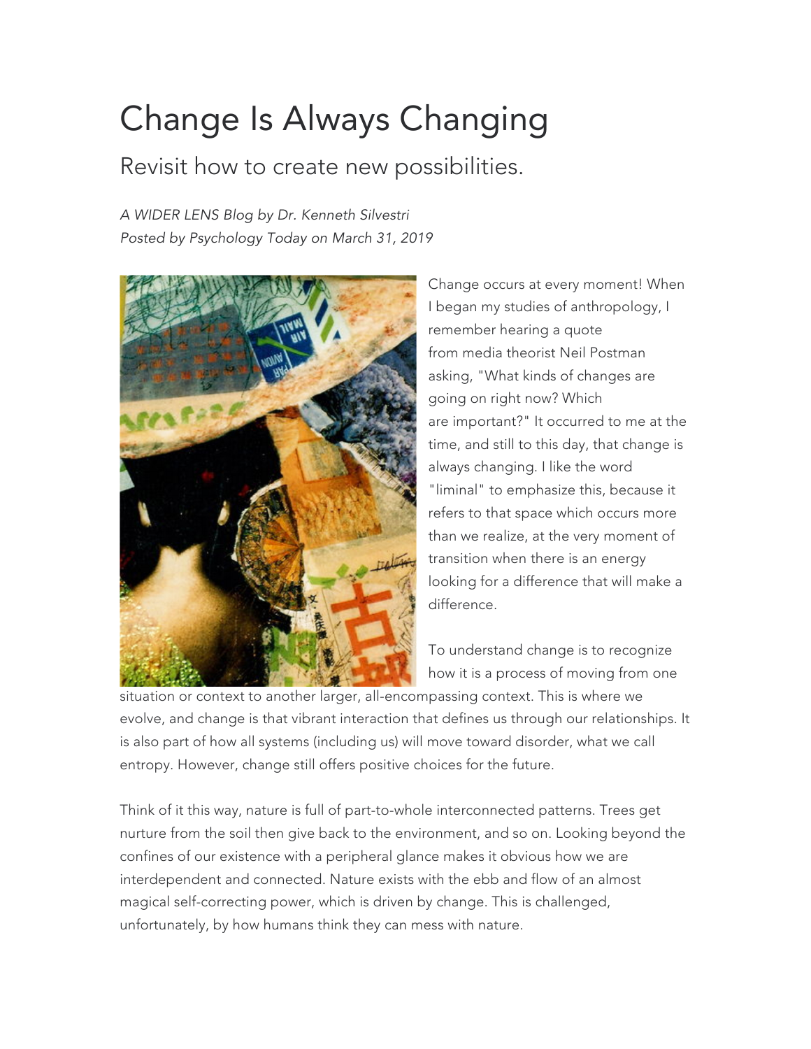# Change Is Always Changing

## Revisit how to create new possibilities.

*A WIDER LENS Blog by Dr. Kenneth Silvestri*
*Posted by Psychology Today on March 31, 2019*

Change occurs at every moment! When I began my studies of anthropology, I remember hearing a quote from media theorist Neil Postman asking, "What kinds of changes are going on right now? Which are important?" It occurred to me at the time, and still to this day, that change is always changing. I like the word "liminal" to emphasize this, because it refers to that space which occurs more than we realize, at the very moment of transition when there is an energy looking for a difference that will make a difference.

To understand change is to recognize how it is a process of moving from one situation or context to another larger, all-encompassing context. This is where we evolve, and change is that vibrant interaction that defines us through our relationships. It is also part of how all systems (including us) will move toward disorder, what we call entropy. However, change still offers positive choices for the future.

Think of it this way, nature is full of part-to-whole interconnected patterns. Trees get nurture from the soil then give back to the environment, and so on. Looking beyond the confines of our existence with a peripheral glance makes it obvious how we are interdependent and connected. Nature exists with the ebb and flow of an almost magical self-correcting power, which is driven by change. This is challenged, unfortunately, by how humans think they can mess with nature.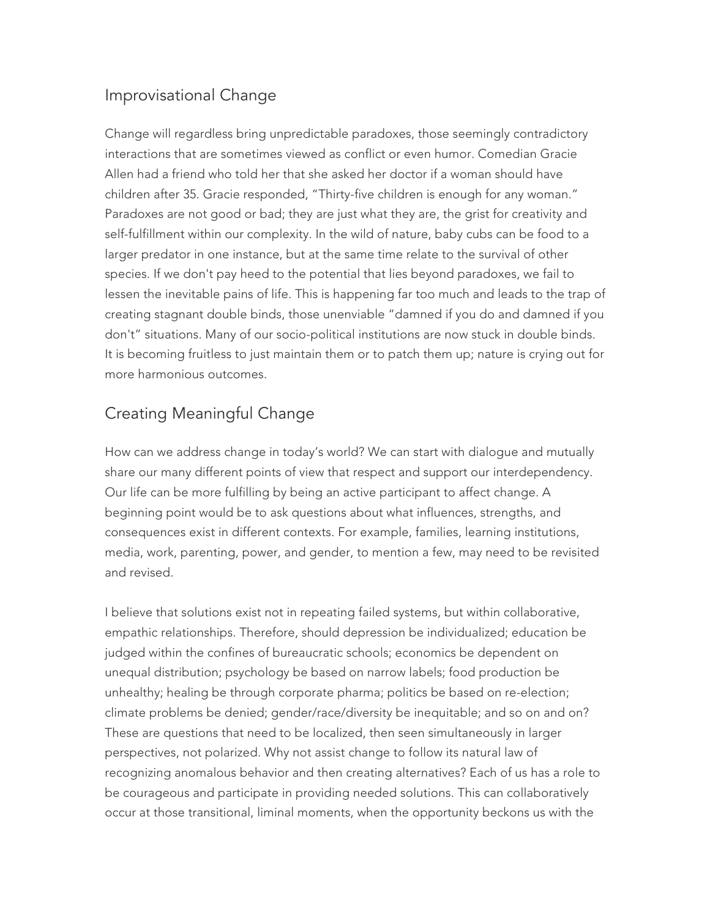## Improvisational Change

Change will regardless bring unpredictable paradoxes, those seemingly contradictory interactions that are sometimes viewed as conflict or even humor. Comedian Gracie Allen had a friend who told her that she asked her doctor if a woman should have children after 35. Gracie responded, "Thirty-five children is enough for any woman." Paradoxes are not good or bad; they are just what they are, the grist for creativity and self-fulfillment within our complexity. In the wild of nature, baby cubs can be food to a larger predator in one instance, but at the same time relate to the survival of other species. If we don't pay heed to the potential that lies beyond paradoxes, we fail to lessen the inevitable pains of life. This is happening far too much and leads to the trap of creating stagnant double binds, those unenviable "damned if you do and damned if you don't" situations. Many of our socio-political institutions are now stuck in double binds. It is becoming fruitless to just maintain them or to patch them up; nature is crying out for more harmonious outcomes.

## Creating Meaningful Change

How can we address change in today's world? We can start with dialogue and mutually share our many different points of view that respect and support our interdependency. Our life can be more fulfilling by being an active participant to affect change. A beginning point would be to ask questions about what influences, strengths, and consequences exist in different contexts. For example, families, learning institutions, media, work, parenting, power, and gender, to mention a few, may need to be revisited and revised.

I believe that solutions exist not in repeating failed systems, but within collaborative, empathic relationships. Therefore, should depression be individualized; education be judged within the confines of bureaucratic schools; economics be dependent on unequal distribution; psychology be based on narrow labels; food production be unhealthy; healing be through corporate pharma; politics be based on re-election; climate problems be denied; gender/race/diversity be inequitable; and so on and on? These are questions that need to be localized, then seen simultaneously in larger perspectives, not polarized. Why not assist change to follow its natural law of recognizing anomalous behavior and then creating alternatives? Each of us has a role to be courageous and participate in providing needed solutions. This can collaboratively occur at those transitional, liminal moments, when the opportunity beckons us with the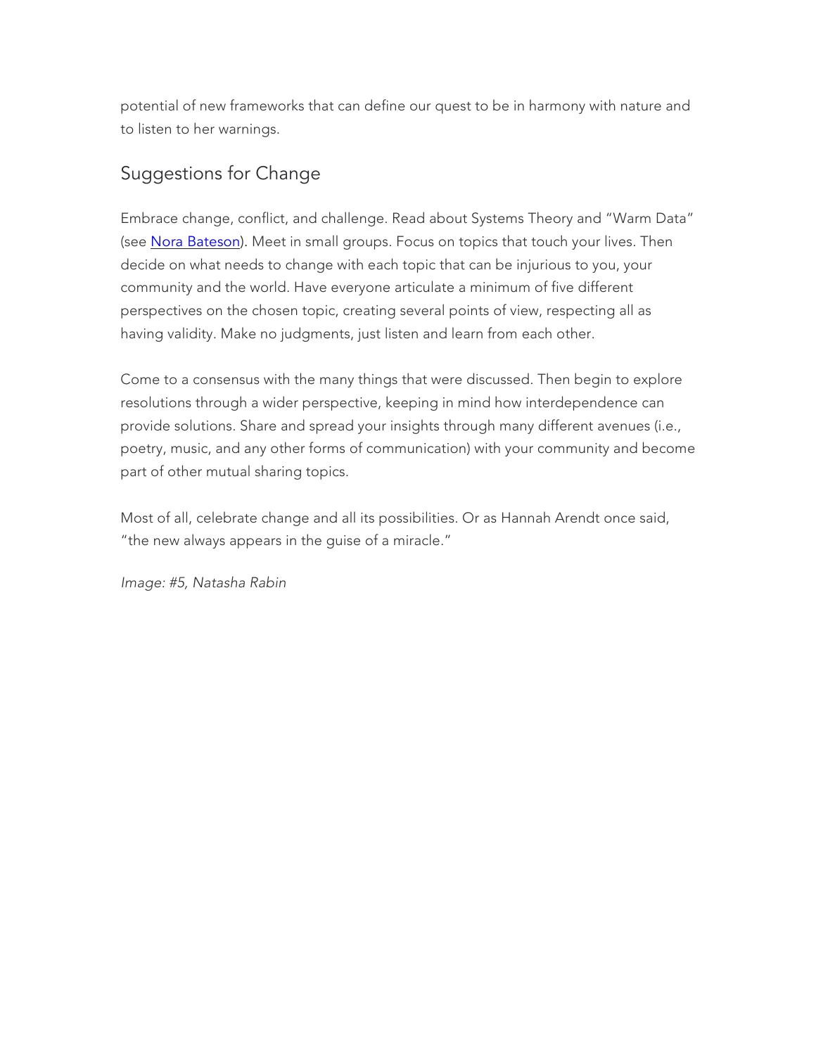potential of new frameworks that can define our quest to be in harmony with nature and to listen to her warnings.

## Suggestions for Change

Embrace change, conflict, and challenge. Read about Systems Theory and "Warm Data" (see Nora Bateson). Meet in small groups. Focus on topics that touch your lives. Then decide on what needs to change with each topic that can be injurious to you, your community and the world. Have everyone articulate a minimum of five different perspectives on the chosen topic, creating several points of view, respecting all as having validity. Make no judgments, just listen and learn from each other.

Come to a consensus with the many things that were discussed. Then begin to explore resolutions through a wider perspective, keeping in mind how interdependence can provide solutions. Share and spread your insights through many different avenues (i.e., poetry, music, and any other forms of communication) with your community and become part of other mutual sharing topics.

Most of all, celebrate change and all its possibilities. Or as Hannah Arendt once said, "the new always appears in the guise of a miracle."

*Image: #5, Natasha Rabin*